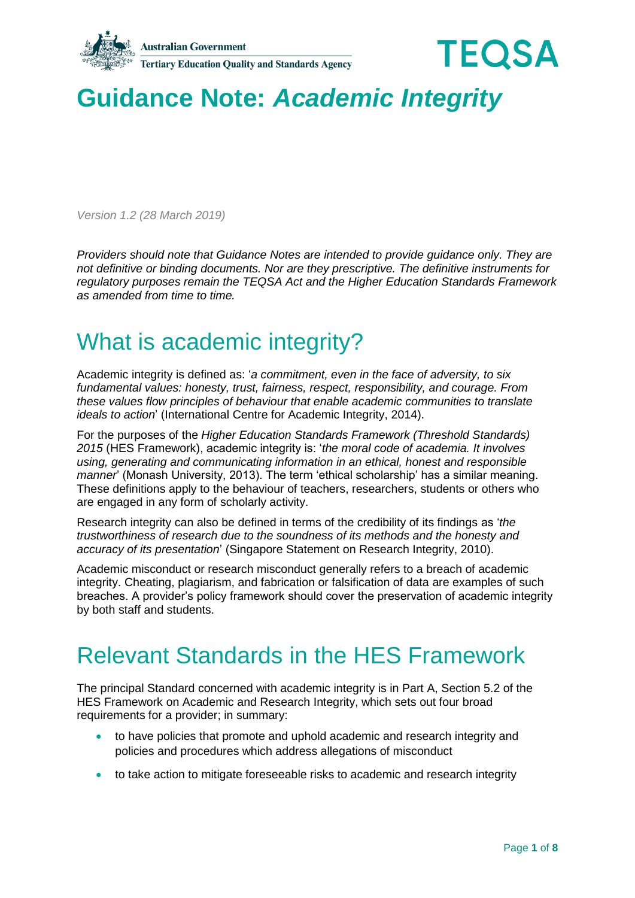Australian Government
Tertiary Education Quality and Standards Agency

TEQSA

# Guidance Note: *Academic Integrity*

*Version 1.2 (28 March 2019)*

*Providers should note that Guidance Notes are intended to provide guidance only. They are not definitive or binding documents. Nor are they prescriptive. The definitive instruments for regulatory purposes remain the TEQSA Act and the Higher Education Standards Framework as amended from time to time.*

## What is academic integrity?

Academic integrity is defined as: '*a commitment, even in the face of adversity, to six fundamental values: honesty, trust, fairness, respect, responsibility, and courage. From these values flow principles of behaviour that enable academic communities to translate ideals to action*' (International Centre for Academic Integrity, 2014).

For the purposes of the *Higher Education Standards Framework (Threshold Standards) 2015* (HES Framework), academic integrity is: '*the moral code of academia. It involves using, generating and communicating information in an ethical, honest and responsible manner*' (Monash University, 2013). The term 'ethical scholarship' has a similar meaning. These definitions apply to the behaviour of teachers, researchers, students or others who are engaged in any form of scholarly activity.

Research integrity can also be defined in terms of the credibility of its findings as '*the trustworthiness of research due to the soundness of its methods and the honesty and accuracy of its presentation*' (Singapore Statement on Research Integrity, 2010).

Academic misconduct or research misconduct generally refers to a breach of academic integrity. Cheating, plagiarism, and fabrication or falsification of data are examples of such breaches. A provider's policy framework should cover the preservation of academic integrity by both staff and students.

## Relevant Standards in the HES Framework

The principal Standard concerned with academic integrity is in Part A, Section 5.2 of the HES Framework on Academic and Research Integrity, which sets out four broad requirements for a provider; in summary:

- to have policies that promote and uphold academic and research integrity and policies and procedures which address allegations of misconduct
- to take action to mitigate foreseeable risks to academic and research integrity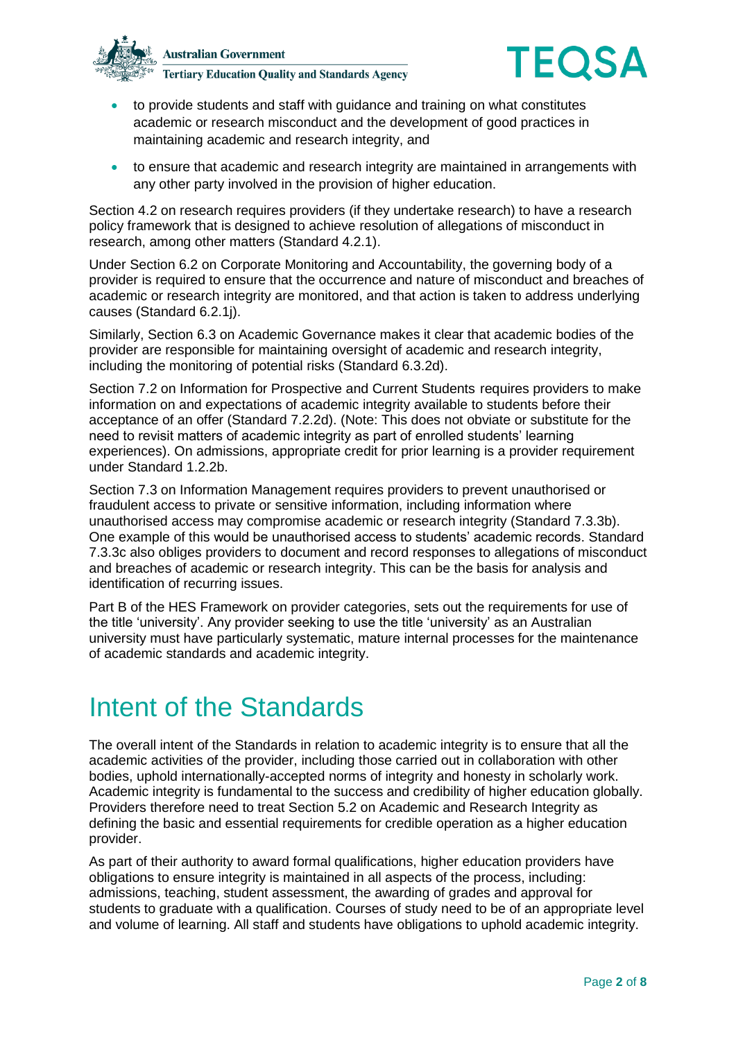- to provide students and staff with guidance and training on what constitutes academic or research misconduct and the development of good practices in maintaining academic and research integrity, and
- to ensure that academic and research integrity are maintained in arrangements with any other party involved in the provision of higher education.

Section 4.2 on research requires providers (if they undertake research) to have a research policy framework that is designed to achieve resolution of allegations of misconduct in research, among other matters (Standard 4.2.1).

Under Section 6.2 on Corporate Monitoring and Accountability, the governing body of a provider is required to ensure that the occurrence and nature of misconduct and breaches of academic or research integrity are monitored, and that action is taken to address underlying causes (Standard 6.2.1j).

Similarly, Section 6.3 on Academic Governance makes it clear that academic bodies of the provider are responsible for maintaining oversight of academic and research integrity, including the monitoring of potential risks (Standard 6.3.2d).

Section 7.2 on Information for Prospective and Current Students requires providers to make information on and expectations of academic integrity available to students before their acceptance of an offer (Standard 7.2.2d). (Note: This does not obviate or substitute for the need to revisit matters of academic integrity as part of enrolled students' learning experiences). On admissions, appropriate credit for prior learning is a provider requirement under Standard 1.2.2b.

Section 7.3 on Information Management requires providers to prevent unauthorised or fraudulent access to private or sensitive information, including information where unauthorised access may compromise academic or research integrity (Standard 7.3.3b). One example of this would be unauthorised access to students' academic records. Standard 7.3.3c also obliges providers to document and record responses to allegations of misconduct and breaches of academic or research integrity. This can be the basis for analysis and identification of recurring issues.

Part B of the HES Framework on provider categories, sets out the requirements for use of the title 'university'. Any provider seeking to use the title 'university' as an Australian university must have particularly systematic, mature internal processes for the maintenance of academic standards and academic integrity.

# Intent of the Standards

The overall intent of the Standards in relation to academic integrity is to ensure that all the academic activities of the provider, including those carried out in collaboration with other bodies, uphold internationally-accepted norms of integrity and honesty in scholarly work. Academic integrity is fundamental to the success and credibility of higher education globally. Providers therefore need to treat Section 5.2 on Academic and Research Integrity as defining the basic and essential requirements for credible operation as a higher education provider.

As part of their authority to award formal qualifications, higher education providers have obligations to ensure integrity is maintained in all aspects of the process, including: admissions, teaching, student assessment, the awarding of grades and approval for students to graduate with a qualification. Courses of study need to be of an appropriate level and volume of learning. All staff and students have obligations to uphold academic integrity.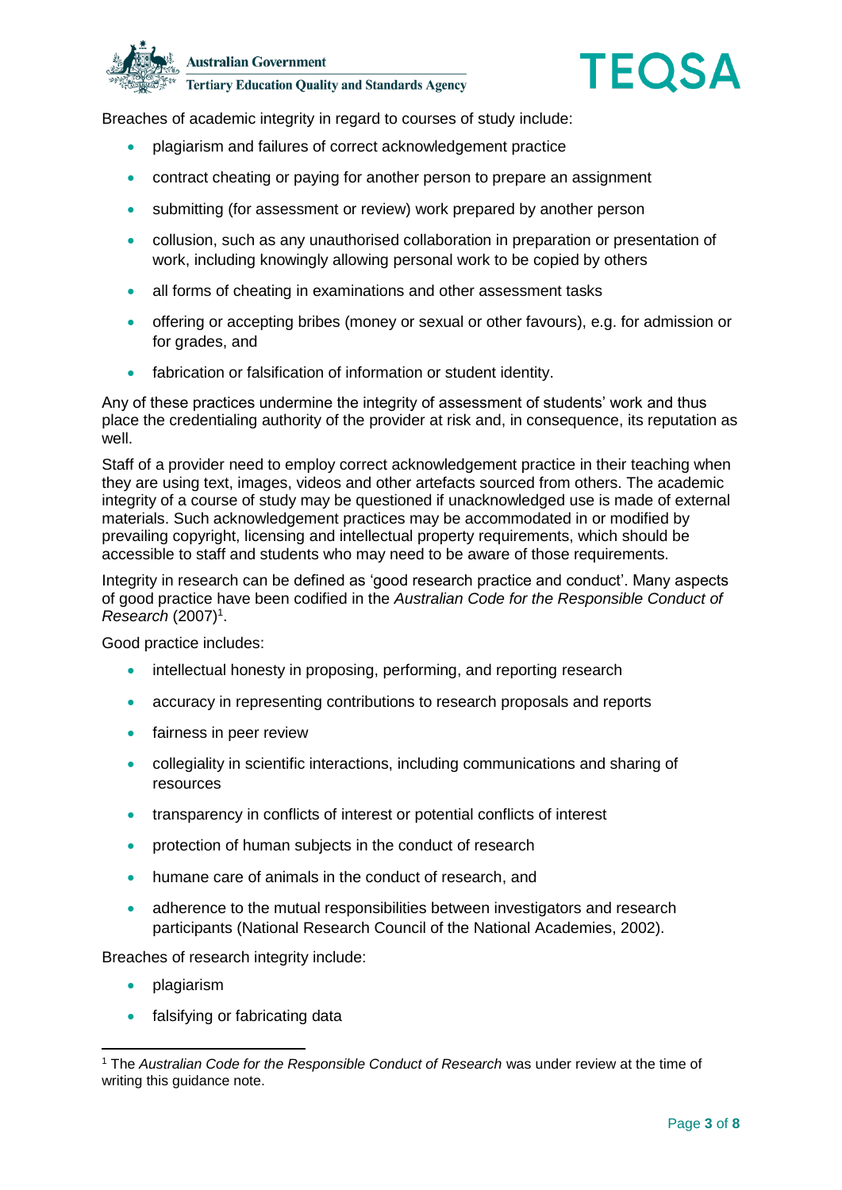Breaches of academic integrity in regard to courses of study include:

- plagiarism and failures of correct acknowledgement practice
- contract cheating or paying for another person to prepare an assignment
- submitting (for assessment or review) work prepared by another person
- collusion, such as any unauthorised collaboration in preparation or presentation of work, including knowingly allowing personal work to be copied by others
- all forms of cheating in examinations and other assessment tasks
- offering or accepting bribes (money or sexual or other favours), e.g. for admission or for grades, and
- fabrication or falsification of information or student identity.

Any of these practices undermine the integrity of assessment of students' work and thus place the credentialing authority of the provider at risk and, in consequence, its reputation as well.

Staff of a provider need to employ correct acknowledgement practice in their teaching when they are using text, images, videos and other artefacts sourced from others. The academic integrity of a course of study may be questioned if unacknowledged use is made of external materials. Such acknowledgement practices may be accommodated in or modified by prevailing copyright, licensing and intellectual property requirements, which should be accessible to staff and students who may need to be aware of those requirements.

Integrity in research can be defined as 'good research practice and conduct'. Many aspects of good practice have been codified in the *Australian Code for the Responsible Conduct of Research* (2007)[1].

Good practice includes:

- intellectual honesty in proposing, performing, and reporting research
- accuracy in representing contributions to research proposals and reports
- fairness in peer review
- collegiality in scientific interactions, including communications and sharing of resources
- transparency in conflicts of interest or potential conflicts of interest
- protection of human subjects in the conduct of research
- humane care of animals in the conduct of research, and
- adherence to the mutual responsibilities between investigators and research participants (National Research Council of the National Academies, 2002).

Breaches of research integrity include:

- plagiarism
- falsifying or fabricating data

[1] The *Australian Code for the Responsible Conduct of Research* was under review at the time of writing this guidance note.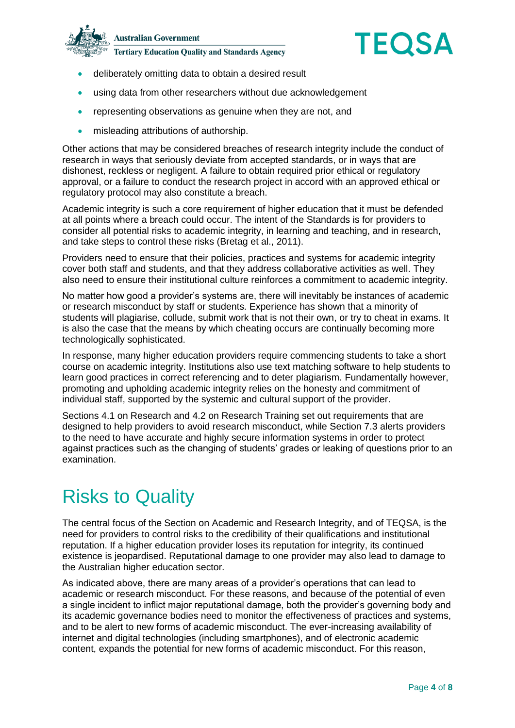- deliberately omitting data to obtain a desired result
- using data from other researchers without due acknowledgement
- representing observations as genuine when they are not, and
- misleading attributions of authorship.

Other actions that may be considered breaches of research integrity include the conduct of research in ways that seriously deviate from accepted standards, or in ways that are dishonest, reckless or negligent. A failure to obtain required prior ethical or regulatory approval, or a failure to conduct the research project in accord with an approved ethical or regulatory protocol may also constitute a breach.

Academic integrity is such a core requirement of higher education that it must be defended at all points where a breach could occur. The intent of the Standards is for providers to consider all potential risks to academic integrity, in learning and teaching, and in research, and take steps to control these risks (Bretag et al., 2011).

Providers need to ensure that their policies, practices and systems for academic integrity cover both staff and students, and that they address collaborative activities as well. They also need to ensure their institutional culture reinforces a commitment to academic integrity.

No matter how good a provider's systems are, there will inevitably be instances of academic or research misconduct by staff or students. Experience has shown that a minority of students will plagiarise, collude, submit work that is not their own, or try to cheat in exams. It is also the case that the means by which cheating occurs are continually becoming more technologically sophisticated.

In response, many higher education providers require commencing students to take a short course on academic integrity. Institutions also use text matching software to help students to learn good practices in correct referencing and to deter plagiarism. Fundamentally however, promoting and upholding academic integrity relies on the honesty and commitment of individual staff, supported by the systemic and cultural support of the provider.

Sections 4.1 on Research and 4.2 on Research Training set out requirements that are designed to help providers to avoid research misconduct, while Section 7.3 alerts providers to the need to have accurate and highly secure information systems in order to protect against practices such as the changing of students' grades or leaking of questions prior to an examination.

# Risks to Quality

The central focus of the Section on Academic and Research Integrity, and of TEQSA, is the need for providers to control risks to the credibility of their qualifications and institutional reputation. If a higher education provider loses its reputation for integrity, its continued existence is jeopardised. Reputational damage to one provider may also lead to damage to the Australian higher education sector.

As indicated above, there are many areas of a provider's operations that can lead to academic or research misconduct. For these reasons, and because of the potential of even a single incident to inflict major reputational damage, both the provider's governing body and its academic governance bodies need to monitor the effectiveness of practices and systems, and to be alert to new forms of academic misconduct. The ever-increasing availability of internet and digital technologies (including smartphones), and of electronic academic content, expands the potential for new forms of academic misconduct. For this reason,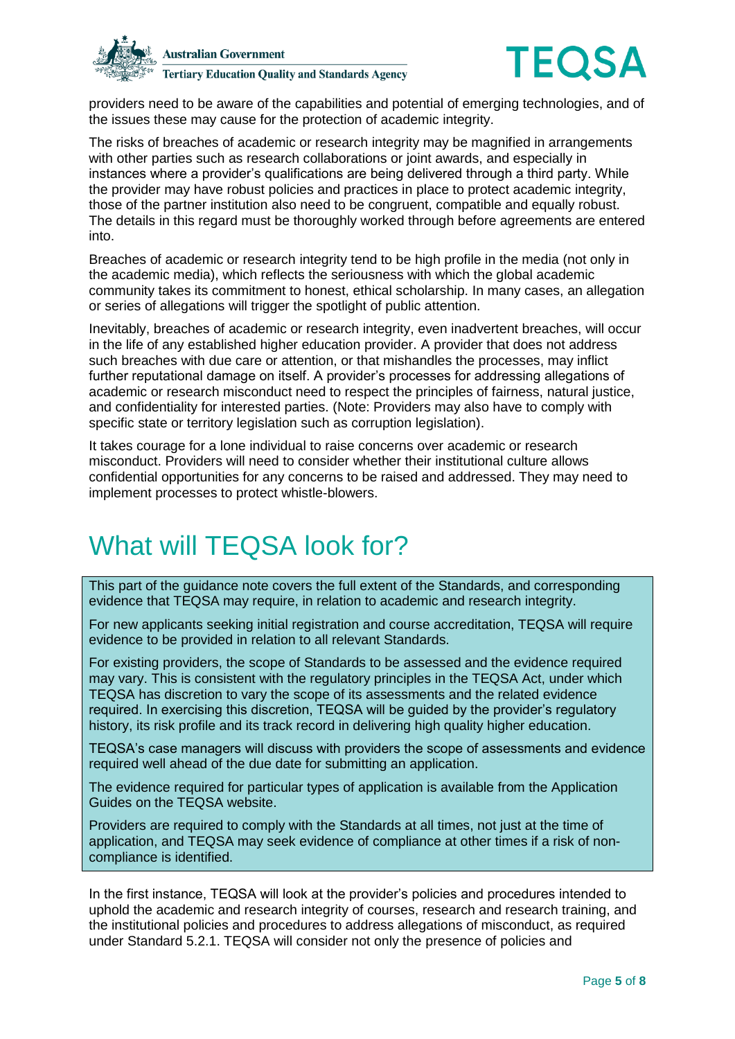providers need to be aware of the capabilities and potential of emerging technologies, and of the issues these may cause for the protection of academic integrity.

The risks of breaches of academic or research integrity may be magnified in arrangements with other parties such as research collaborations or joint awards, and especially in instances where a provider's qualifications are being delivered through a third party. While the provider may have robust policies and practices in place to protect academic integrity, those of the partner institution also need to be congruent, compatible and equally robust. The details in this regard must be thoroughly worked through before agreements are entered into.

Breaches of academic or research integrity tend to be high profile in the media (not only in the academic media), which reflects the seriousness with which the global academic community takes its commitment to honest, ethical scholarship. In many cases, an allegation or series of allegations will trigger the spotlight of public attention.

Inevitably, breaches of academic or research integrity, even inadvertent breaches, will occur in the life of any established higher education provider. A provider that does not address such breaches with due care or attention, or that mishandles the processes, may inflict further reputational damage on itself. A provider's processes for addressing allegations of academic or research misconduct need to respect the principles of fairness, natural justice, and confidentiality for interested parties. (Note: Providers may also have to comply with specific state or territory legislation such as corruption legislation).

It takes courage for a lone individual to raise concerns over academic or research misconduct. Providers will need to consider whether their institutional culture allows confidential opportunities for any concerns to be raised and addressed. They may need to implement processes to protect whistle-blowers.

# What will TEQSA look for?

This part of the guidance note covers the full extent of the Standards, and corresponding evidence that TEQSA may require, in relation to academic and research integrity.

For new applicants seeking initial registration and course accreditation, TEQSA will require evidence to be provided in relation to all relevant Standards.

For existing providers, the scope of Standards to be assessed and the evidence required may vary. This is consistent with the regulatory principles in the TEQSA Act, under which TEQSA has discretion to vary the scope of its assessments and the related evidence required. In exercising this discretion, TEQSA will be guided by the provider's regulatory history, its risk profile and its track record in delivering high quality higher education.

TEQSA's case managers will discuss with providers the scope of assessments and evidence required well ahead of the due date for submitting an application.

The evidence required for particular types of application is available from the Application Guides on the TEQSA website.

Providers are required to comply with the Standards at all times, not just at the time of application, and TEQSA may seek evidence of compliance at other times if a risk of non-compliance is identified.

In the first instance, TEQSA will look at the provider's policies and procedures intended to uphold the academic and research integrity of courses, research and research training, and the institutional policies and procedures to address allegations of misconduct, as required under Standard 5.2.1. TEQSA will consider not only the presence of policies and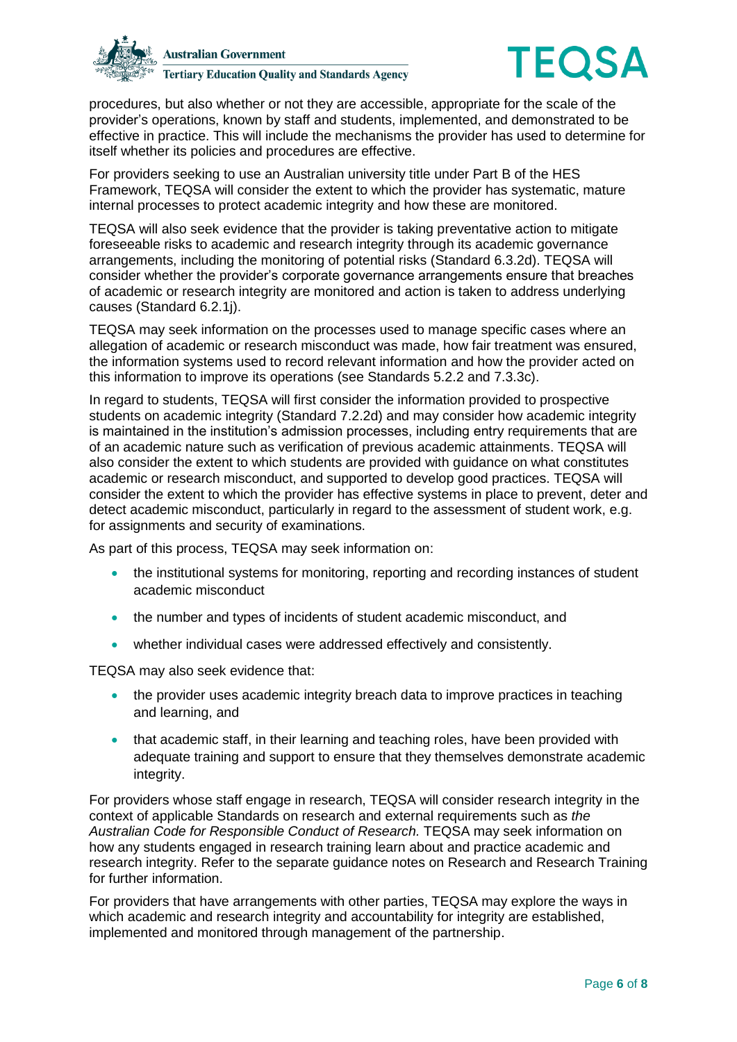procedures, but also whether or not they are accessible, appropriate for the scale of the provider's operations, known by staff and students, implemented, and demonstrated to be effective in practice. This will include the mechanisms the provider has used to determine for itself whether its policies and procedures are effective.

For providers seeking to use an Australian university title under Part B of the HES Framework, TEQSA will consider the extent to which the provider has systematic, mature internal processes to protect academic integrity and how these are monitored.

TEQSA will also seek evidence that the provider is taking preventative action to mitigate foreseeable risks to academic and research integrity through its academic governance arrangements, including the monitoring of potential risks (Standard 6.3.2d). TEQSA will consider whether the provider's corporate governance arrangements ensure that breaches of academic or research integrity are monitored and action is taken to address underlying causes (Standard 6.2.1j).

TEQSA may seek information on the processes used to manage specific cases where an allegation of academic or research misconduct was made, how fair treatment was ensured, the information systems used to record relevant information and how the provider acted on this information to improve its operations (see Standards 5.2.2 and 7.3.3c).

In regard to students, TEQSA will first consider the information provided to prospective students on academic integrity (Standard 7.2.2d) and may consider how academic integrity is maintained in the institution's admission processes, including entry requirements that are of an academic nature such as verification of previous academic attainments. TEQSA will also consider the extent to which students are provided with guidance on what constitutes academic or research misconduct, and supported to develop good practices. TEQSA will consider the extent to which the provider has effective systems in place to prevent, deter and detect academic misconduct, particularly in regard to the assessment of student work, e.g. for assignments and security of examinations.

As part of this process, TEQSA may seek information on:

- the institutional systems for monitoring, reporting and recording instances of student academic misconduct
- the number and types of incidents of student academic misconduct, and
- whether individual cases were addressed effectively and consistently.

TEQSA may also seek evidence that:

- the provider uses academic integrity breach data to improve practices in teaching and learning, and
- that academic staff, in their learning and teaching roles, have been provided with adequate training and support to ensure that they themselves demonstrate academic integrity.

For providers whose staff engage in research, TEQSA will consider research integrity in the context of applicable Standards on research and external requirements such as *the Australian Code for Responsible Conduct of Research.* TEQSA may seek information on how any students engaged in research training learn about and practice academic and research integrity. Refer to the separate guidance notes on Research and Research Training for further information.

For providers that have arrangements with other parties, TEQSA may explore the ways in which academic and research integrity and accountability for integrity are established, implemented and monitored through management of the partnership.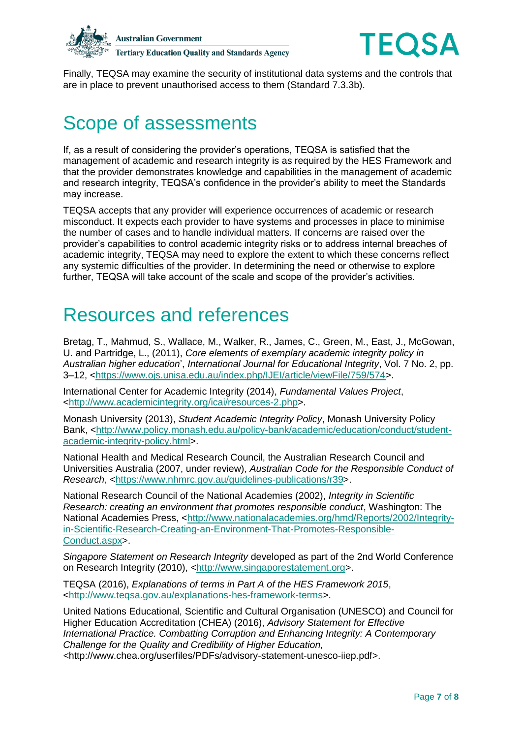Finally, TEQSA may examine the security of institutional data systems and the controls that are in place to prevent unauthorised access to them (Standard 7.3.3b).

# Scope of assessments

If, as a result of considering the provider's operations, TEQSA is satisfied that the management of academic and research integrity is as required by the HES Framework and that the provider demonstrates knowledge and capabilities in the management of academic and research integrity, TEQSA's confidence in the provider's ability to meet the Standards may increase.

TEQSA accepts that any provider will experience occurrences of academic or research misconduct. It expects each provider to have systems and processes in place to minimise the number of cases and to handle individual matters. If concerns are raised over the provider's capabilities to control academic integrity risks or to address internal breaches of academic integrity, TEQSA may need to explore the extent to which these concerns reflect any systemic difficulties of the provider. In determining the need or otherwise to explore further, TEQSA will take account of the scale and scope of the provider's activities.

# Resources and references

Bretag, T., Mahmud, S., Wallace, M., Walker, R., James, C., Green, M., East, J., McGowan, U. and Partridge, L., (2011), *Core elements of exemplary academic integrity policy in Australian higher education*', *International Journal for Educational Integrity*, Vol. 7 No. 2, pp. 3–12, <https://www.ojs.unisa.edu.au/index.php/IJEI/article/viewFile/759/574>.

International Center for Academic Integrity (2014), *Fundamental Values Project*, <http://www.academicintegrity.org/icai/resources-2.php>.

Monash University (2013), *Student Academic Integrity Policy*, Monash University Policy Bank, <http://www.policy.monash.edu.au/policy-bank/academic/education/conduct/student-academic-integrity-policy.html>.

National Health and Medical Research Council, the Australian Research Council and Universities Australia (2007, under review), *Australian Code for the Responsible Conduct of Research*, <https://www.nhmrc.gov.au/guidelines-publications/r39>.

National Research Council of the National Academies (2002), *Integrity in Scientific Research: creating an environment that promotes responsible conduct*, Washington: The National Academies Press, <http://www.nationalacademies.org/hmd/Reports/2002/Integrity-in-Scientific-Research-Creating-an-Environment-That-Promotes-Responsible-Conduct.aspx>.

*Singapore Statement on Research Integrity* developed as part of the 2nd World Conference on Research Integrity (2010), <http://www.singaporestatement.org>.

TEQSA (2016), *Explanations of terms in Part A of the HES Framework 2015*, <http://www.teqsa.gov.au/explanations-hes-framework-terms>.

United Nations Educational, Scientific and Cultural Organisation (UNESCO) and Council for Higher Education Accreditation (CHEA) (2016), *Advisory Statement for Effective International Practice. Combatting Corruption and Enhancing Integrity: A Contemporary Challenge for the Quality and Credibility of Higher Education,* <http://www.chea.org/userfiles/PDFs/advisory-statement-unesco-iiep.pdf>.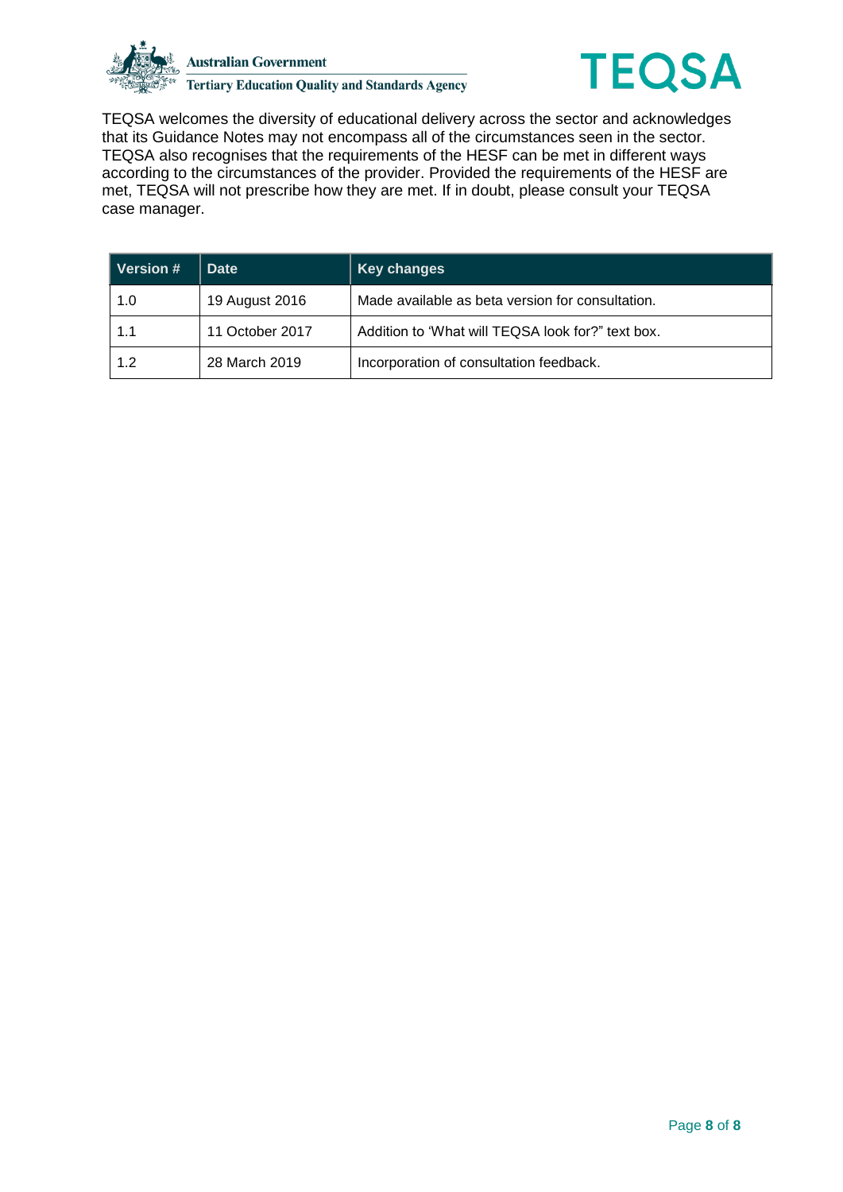TEQSA welcomes the diversity of educational delivery across the sector and acknowledges that its Guidance Notes may not encompass all of the circumstances seen in the sector. TEQSA also recognises that the requirements of the HESF can be met in different ways according to the circumstances of the provider. Provided the requirements of the HESF are met, TEQSA will not prescribe how they are met. If in doubt, please consult your TEQSA case manager.

| Version # | Date | Key changes |
|---|---|---|
| 1.0 | 19 August 2016 | Made available as beta version for consultation. |
| 1.1 | 11 October 2017 | Addition to 'What will TEQSA look for?" text box. |
| 1.2 | 28 March 2019 | Incorporation of consultation feedback. |